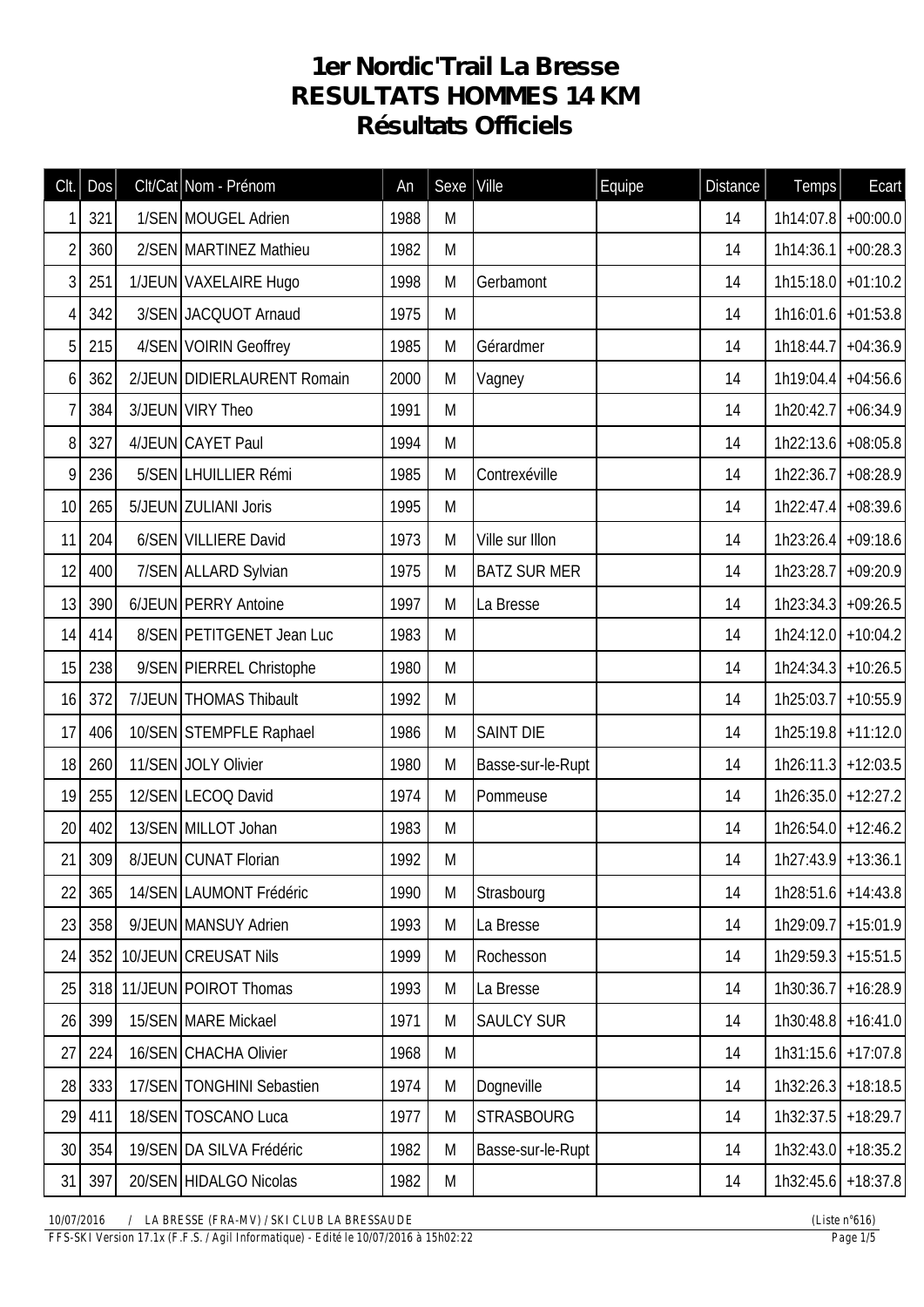# 1er Nordic'Trail La Bresse
# RESULTATS HOMMES 14 KM
# Résultats Officiels

| Clt. | Dos | Clt/Cat | Nom - Prénom | An | Sexe | Ville | Equipe | Distance | Temps | Ecart |
|---|---|---|---|---|---|---|---|---|---|---|
| 1 | 321 | 1/SEN | MOUGEL Adrien | 1988 | M | | | 14 | 1h14:07.8 | +00:00.0 |
| 2 | 360 | 2/SEN | MARTINEZ Mathieu | 1982 | M | | | 14 | 1h14:36.1 | +00:28.3 |
| 3 | 251 | 1/JEUN | VAXELAIRE Hugo | 1998 | M | Gerbamont | | 14 | 1h15:18.0 | +01:10.2 |
| 4 | 342 | 3/SEN | JACQUOT Arnaud | 1975 | M | | | 14 | 1h16:01.6 | +01:53.8 |
| 5 | 215 | 4/SEN | VOIRIN Geoffrey | 1985 | M | Gérardmer | | 14 | 1h18:44.7 | +04:36.9 |
| 6 | 362 | 2/JEUN | DIDIERLAURENT Romain | 2000 | M | Vagney | | 14 | 1h19:04.4 | +04:56.6 |
| 7 | 384 | 3/JEUN | VIRY Theo | 1991 | M | | | 14 | 1h20:42.7 | +06:34.9 |
| 8 | 327 | 4/JEUN | CAYET Paul | 1994 | M | | | 14 | 1h22:13.6 | +08:05.8 |
| 9 | 236 | 5/SEN | LHUILLIER Rémi | 1985 | M | Contrexéville | | 14 | 1h22:36.7 | +08:28.9 |
| 10 | 265 | 5/JEUN | ZULIANI Joris | 1995 | M | | | 14 | 1h22:47.4 | +08:39.6 |
| 11 | 204 | 6/SEN | VILLIERE David | 1973 | M | Ville sur Illon | | 14 | 1h23:26.4 | +09:18.6 |
| 12 | 400 | 7/SEN | ALLARD Sylvian | 1975 | M | BATZ SUR MER | | 14 | 1h23:28.7 | +09:20.9 |
| 13 | 390 | 6/JEUN | PERRY Antoine | 1997 | M | La Bresse | | 14 | 1h23:34.3 | +09:26.5 |
| 14 | 414 | 8/SEN | PETITGENET Jean Luc | 1983 | M | | | 14 | 1h24:12.0 | +10:04.2 |
| 15 | 238 | 9/SEN | PIERREL Christophe | 1980 | M | | | 14 | 1h24:34.3 | +10:26.5 |
| 16 | 372 | 7/JEUN | THOMAS Thibault | 1992 | M | | | 14 | 1h25:03.7 | +10:55.9 |
| 17 | 406 | 10/SEN | STEMPFLE Raphael | 1986 | M | SAINT DIE | | 14 | 1h25:19.8 | +11:12.0 |
| 18 | 260 | 11/SEN | JOLY Olivier | 1980 | M | Basse-sur-le-Rupt | | 14 | 1h26:11.3 | +12:03.5 |
| 19 | 255 | 12/SEN | LECOQ David | 1974 | M | Pommeuse | | 14 | 1h26:35.0 | +12:27.2 |
| 20 | 402 | 13/SEN | MILLOT Johan | 1983 | M | | | 14 | 1h26:54.0 | +12:46.2 |
| 21 | 309 | 8/JEUN | CUNAT Florian | 1992 | M | | | 14 | 1h27:43.9 | +13:36.1 |
| 22 | 365 | 14/SEN | LAUMONT Frédéric | 1990 | M | Strasbourg | | 14 | 1h28:51.6 | +14:43.8 |
| 23 | 358 | 9/JEUN | MANSUY Adrien | 1993 | M | La Bresse | | 14 | 1h29:09.7 | +15:01.9 |
| 24 | 352 | 10/JEUN | CREUSAT Nils | 1999 | M | Rochesson | | 14 | 1h29:59.3 | +15:51.5 |
| 25 | 318 | 11/JEUN | POIROT Thomas | 1993 | M | La Bresse | | 14 | 1h30:36.7 | +16:28.9 |
| 26 | 399 | 15/SEN | MARE Mickael | 1971 | M | SAULCY SUR | | 14 | 1h30:48.8 | +16:41.0 |
| 27 | 224 | 16/SEN | CHACHA Olivier | 1968 | M | | | 14 | 1h31:15.6 | +17:07.8 |
| 28 | 333 | 17/SEN | TONGHINI Sebastien | 1974 | M | Dogneville | | 14 | 1h32:26.3 | +18:18.5 |
| 29 | 411 | 18/SEN | TOSCANO Luca | 1977 | M | STRASBOURG | | 14 | 1h32:37.5 | +18:29.7 |
| 30 | 354 | 19/SEN | DA SILVA Frédéric | 1982 | M | Basse-sur-le-Rupt | | 14 | 1h32:43.0 | +18:35.2 |
| 31 | 397 | 20/SEN | HIDALGO Nicolas | 1982 | M | | | 14 | 1h32:45.6 | +18:37.8 |

10/07/2016 / LA BRESSE (FRA-MV) / SKI CLUB LA BRESSAUDE (Liste n°616)

FFS-SKI Version 17.1x (F.F.S. / Agil Informatique) - Edité le 10/07/2016 à 15h02:22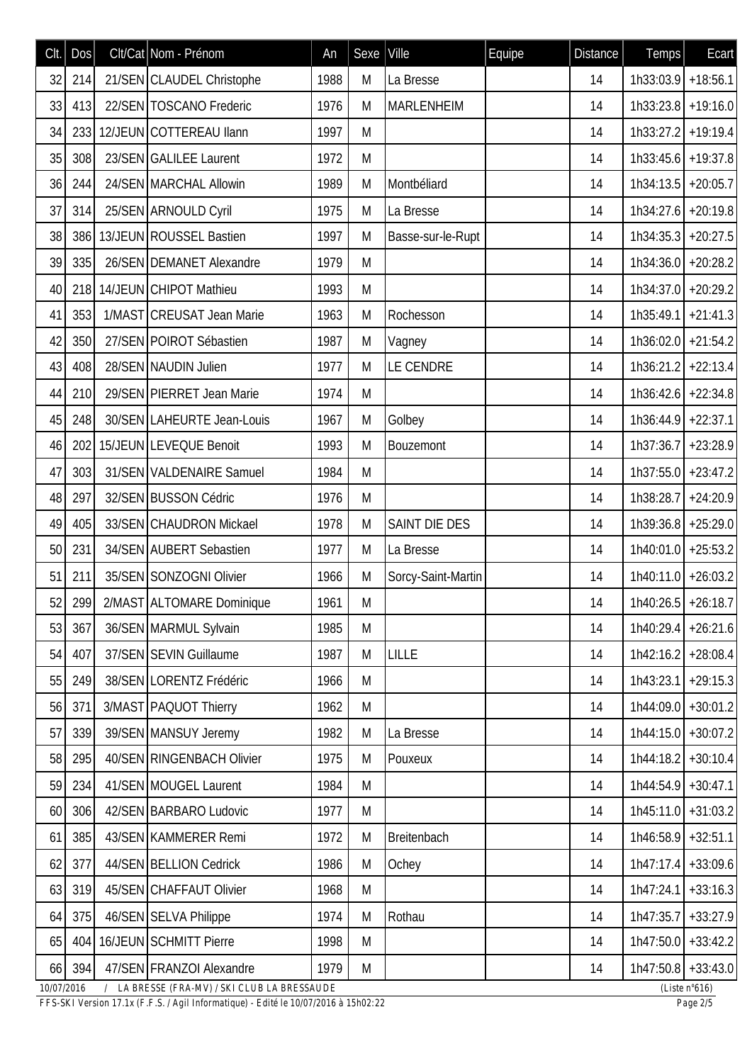| Clt. | Dos | Clt/Cat | Nom - Prénom | An | Sexe | Ville | Equipe | Distance | Temps | Ecart |
|---|---|---|---|---|---|---|---|---|---|---|
| 32 | 214 | 21/SEN | CLAUDEL Christophe | 1988 | M | La Bresse | | 14 | 1h33:03.9 | +18:56.1 |
| 33 | 413 | 22/SEN | TOSCANO Frederic | 1976 | M | MARLENHEIM | | 14 | 1h33:23.8 | +19:16.0 |
| 34 | 233 | 12/JEUN | COTTEREAU Ilann | 1997 | M | | | 14 | 1h33:27.2 | +19:19.4 |
| 35 | 308 | 23/SEN | GALILEE Laurent | 1972 | M | | | 14 | 1h33:45.6 | +19:37.8 |
| 36 | 244 | 24/SEN | MARCHAL Allowin | 1989 | M | Montbéliard | | 14 | 1h34:13.5 | +20:05.7 |
| 37 | 314 | 25/SEN | ARNOULD Cyril | 1975 | M | La Bresse | | 14 | 1h34:27.6 | +20:19.8 |
| 38 | 386 | 13/JEUN | ROUSSEL Bastien | 1997 | M | Basse-sur-le-Rupt | | 14 | 1h34:35.3 | +20:27.5 |
| 39 | 335 | 26/SEN | DEMANET Alexandre | 1979 | M | | | 14 | 1h34:36.0 | +20:28.2 |
| 40 | 218 | 14/JEUN | CHIPOT Mathieu | 1993 | M | | | 14 | 1h34:37.0 | +20:29.2 |
| 41 | 353 | 1/MAST | CREUSAT Jean Marie | 1963 | M | Rochesson | | 14 | 1h35:49.1 | +21:41.3 |
| 42 | 350 | 27/SEN | POIROT Sébastien | 1987 | M | Vagney | | 14 | 1h36:02.0 | +21:54.2 |
| 43 | 408 | 28/SEN | NAUDIN Julien | 1977 | M | LE CENDRE | | 14 | 1h36:21.2 | +22:13.4 |
| 44 | 210 | 29/SEN | PIERRET Jean Marie | 1974 | M | | | 14 | 1h36:42.6 | +22:34.8 |
| 45 | 248 | 30/SEN | LAHEURTE Jean-Louis | 1967 | M | Golbey | | 14 | 1h36:44.9 | +22:37.1 |
| 46 | 202 | 15/JEUN | LEVEQUE Benoit | 1993 | M | Bouzemont | | 14 | 1h37:36.7 | +23:28.9 |
| 47 | 303 | 31/SEN | VALDENAIRE Samuel | 1984 | M | | | 14 | 1h37:55.0 | +23:47.2 |
| 48 | 297 | 32/SEN | BUSSON Cédric | 1976 | M | | | 14 | 1h38:28.7 | +24:20.9 |
| 49 | 405 | 33/SEN | CHAUDRON Mickael | 1978 | M | SAINT DIE DES | | 14 | 1h39:36.8 | +25:29.0 |
| 50 | 231 | 34/SEN | AUBERT Sebastien | 1977 | M | La Bresse | | 14 | 1h40:01.0 | +25:53.2 |
| 51 | 211 | 35/SEN | SONZOGNI Olivier | 1966 | M | Sorcy-Saint-Martin | | 14 | 1h40:11.0 | +26:03.2 |
| 52 | 299 | 2/MAST | ALTOMARE Dominique | 1961 | M | | | 14 | 1h40:26.5 | +26:18.7 |
| 53 | 367 | 36/SEN | MARMUL Sylvain | 1985 | M | | | 14 | 1h40:29.4 | +26:21.6 |
| 54 | 407 | 37/SEN | SEVIN Guillaume | 1987 | M | LILLE | | 14 | 1h42:16.2 | +28:08.4 |
| 55 | 249 | 38/SEN | LORENTZ Frédéric | 1966 | M | | | 14 | 1h43:23.1 | +29:15.3 |
| 56 | 371 | 3/MAST | PAQUOT Thierry | 1962 | M | | | 14 | 1h44:09.0 | +30:01.2 |
| 57 | 339 | 39/SEN | MANSUY Jeremy | 1982 | M | La Bresse | | 14 | 1h44:15.0 | +30:07.2 |
| 58 | 295 | 40/SEN | RINGENBACH Olivier | 1975 | M | Pouxeux | | 14 | 1h44:18.2 | +30:10.4 |
| 59 | 234 | 41/SEN | MOUGEL Laurent | 1984 | M | | | 14 | 1h44:54.9 | +30:47.1 |
| 60 | 306 | 42/SEN | BARBARO Ludovic | 1977 | M | | | 14 | 1h45:11.0 | +31:03.2 |
| 61 | 385 | 43/SEN | KAMMERER Remi | 1972 | M | Breitenbach | | 14 | 1h46:58.9 | +32:51.1 |
| 62 | 377 | 44/SEN | BELLION Cedrick | 1986 | M | Ochey | | 14 | 1h47:17.4 | +33:09.6 |
| 63 | 319 | 45/SEN | CHAFFAUT Olivier | 1968 | M | | | 14 | 1h47:24.1 | +33:16.3 |
| 64 | 375 | 46/SEN | SELVA Philippe | 1974 | M | Rothau | | 14 | 1h47:35.7 | +33:27.9 |
| 65 | 404 | 16/JEUN | SCHMITT Pierre | 1998 | M | | | 14 | 1h47:50.0 | +33:42.2 |
| 66 | 394 | 47/SEN | FRANZOI Alexandre | 1979 | M | | | 14 | 1h47:50.8 | +33:43.0 |

10/07/2016 / LA BRESSE (FRA-MV) / SKI CLUB LA BRESSAUDE (Liste n°616)

FFS-SKI Version 17.1x (F.F.S. / Agil Informatique) - Edité le 10/07/2016 à 15h02:22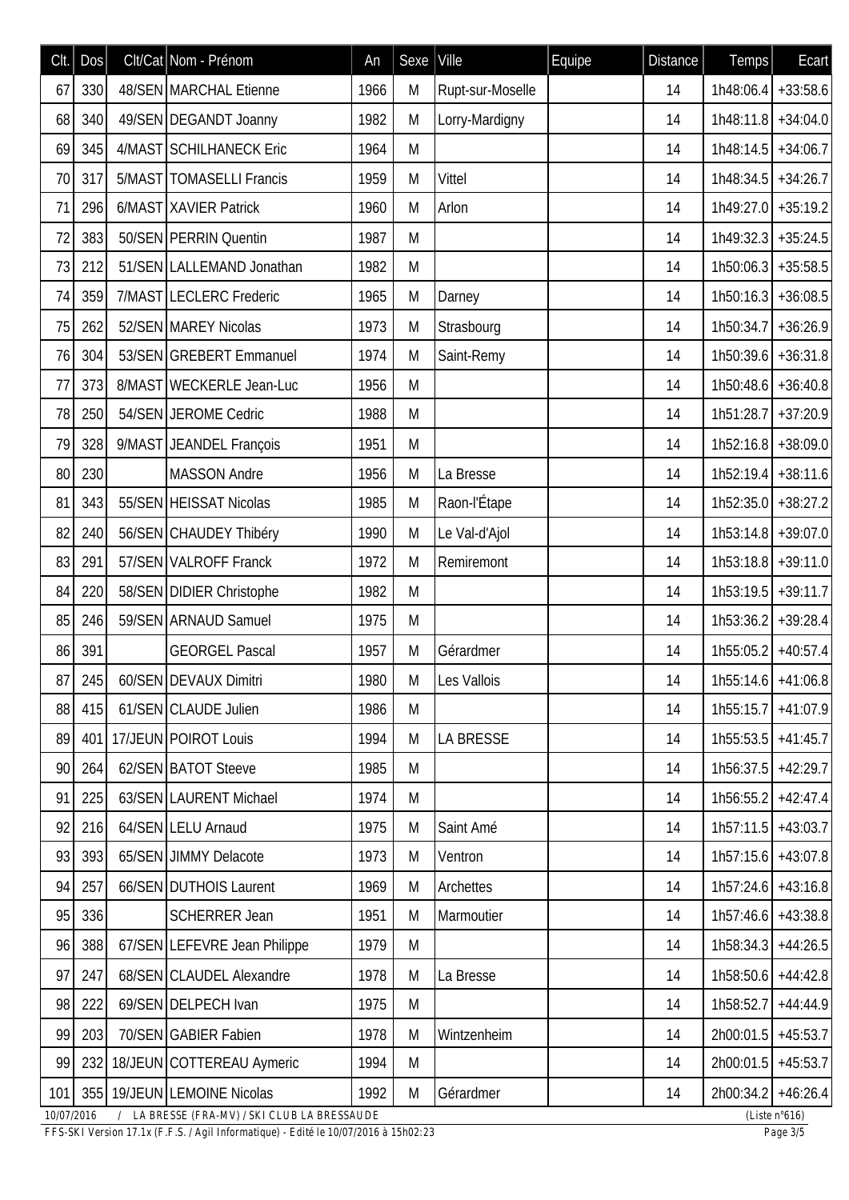| Clt. | Dos | Clt/Cat | Nom - Prénom | An | Sexe | Ville | Equipe | Distance | Temps | Ecart |
|---|---|---|---|---|---|---|---|---|---|---|
| 67 | 330 | 48/SEN | MARCHAL Etienne | 1966 | M | Rupt-sur-Moselle | | 14 | 1h48:06.4 | +33:58.6 |
| 68 | 340 | 49/SEN | DEGANDT Joanny | 1982 | M | Lorry-Mardigny | | 14 | 1h48:11.8 | +34:04.0 |
| 69 | 345 | 4/MAST | SCHILHANECK Eric | 1964 | M | | | 14 | 1h48:14.5 | +34:06.7 |
| 70 | 317 | 5/MAST | TOMASELLI Francis | 1959 | M | Vittel | | 14 | 1h48:34.5 | +34:26.7 |
| 71 | 296 | 6/MAST | XAVIER Patrick | 1960 | M | Arlon | | 14 | 1h49:27.0 | +35:19.2 |
| 72 | 383 | 50/SEN | PERRIN Quentin | 1987 | M | | | 14 | 1h49:32.3 | +35:24.5 |
| 73 | 212 | 51/SEN | LALLEMAND Jonathan | 1982 | M | | | 14 | 1h50:06.3 | +35:58.5 |
| 74 | 359 | 7/MAST | LECLERC Frederic | 1965 | M | Darney | | 14 | 1h50:16.3 | +36:08.5 |
| 75 | 262 | 52/SEN | MAREY Nicolas | 1973 | M | Strasbourg | | 14 | 1h50:34.7 | +36:26.9 |
| 76 | 304 | 53/SEN | GREBERT Emmanuel | 1974 | M | Saint-Remy | | 14 | 1h50:39.6 | +36:31.8 |
| 77 | 373 | 8/MAST | WECKERLE Jean-Luc | 1956 | M | | | 14 | 1h50:48.6 | +36:40.8 |
| 78 | 250 | 54/SEN | JEROME Cedric | 1988 | M | | | 14 | 1h51:28.7 | +37:20.9 |
| 79 | 328 | 9/MAST | JEANDEL François | 1951 | M | | | 14 | 1h52:16.8 | +38:09.0 |
| 80 | 230 | | MASSON Andre | 1956 | M | La Bresse | | 14 | 1h52:19.4 | +38:11.6 |
| 81 | 343 | 55/SEN | HEISSAT Nicolas | 1985 | M | Raon-l'Étape | | 14 | 1h52:35.0 | +38:27.2 |
| 82 | 240 | 56/SEN | CHAUDEY Thibéry | 1990 | M | Le Val-d'Ajol | | 14 | 1h53:14.8 | +39:07.0 |
| 83 | 291 | 57/SEN | VALROFF Franck | 1972 | M | Remiremont | | 14 | 1h53:18.8 | +39:11.0 |
| 84 | 220 | 58/SEN | DIDIER Christophe | 1982 | M | | | 14 | 1h53:19.5 | +39:11.7 |
| 85 | 246 | 59/SEN | ARNAUD Samuel | 1975 | M | | | 14 | 1h53:36.2 | +39:28.4 |
| 86 | 391 | | GEORGEL Pascal | 1957 | M | Gérardmer | | 14 | 1h55:05.2 | +40:57.4 |
| 87 | 245 | 60/SEN | DEVAUX Dimitri | 1980 | M | Les Vallois | | 14 | 1h55:14.6 | +41:06.8 |
| 88 | 415 | 61/SEN | CLAUDE Julien | 1986 | M | | | 14 | 1h55:15.7 | +41:07.9 |
| 89 | 401 | 17/JEUN | POIROT Louis | 1994 | M | LA BRESSE | | 14 | 1h55:53.5 | +41:45.7 |
| 90 | 264 | 62/SEN | BATOT Steeve | 1985 | M | | | 14 | 1h56:37.5 | +42:29.7 |
| 91 | 225 | 63/SEN | LAURENT Michael | 1974 | M | | | 14 | 1h56:55.2 | +42:47.4 |
| 92 | 216 | 64/SEN | LELU Arnaud | 1975 | M | Saint Amé | | 14 | 1h57:11.5 | +43:03.7 |
| 93 | 393 | 65/SEN | JIMMY Delacote | 1973 | M | Ventron | | 14 | 1h57:15.6 | +43:07.8 |
| 94 | 257 | 66/SEN | DUTHOIS Laurent | 1969 | M | Archettes | | 14 | 1h57:24.6 | +43:16.8 |
| 95 | 336 | | SCHERRER Jean | 1951 | M | Marmoutier | | 14 | 1h57:46.6 | +43:38.8 |
| 96 | 388 | 67/SEN | LEFEVRE Jean Philippe | 1979 | M | | | 14 | 1h58:34.3 | +44:26.5 |
| 97 | 247 | 68/SEN | CLAUDEL Alexandre | 1978 | M | La Bresse | | 14 | 1h58:50.6 | +44:42.8 |
| 98 | 222 | 69/SEN | DELPECH Ivan | 1975 | M | | | 14 | 1h58:52.7 | +44:44.9 |
| 99 | 203 | 70/SEN | GABIER Fabien | 1978 | M | Wintzenheim | | 14 | 2h00:01.5 | +45:53.7 |
| 99 | 232 | 18/JEUN | COTTEREAU Aymeric | 1994 | M | | | 14 | 2h00:01.5 | +45:53.7 |
| 101 | 355 | 19/JEUN | LEMOINE Nicolas | 1992 | M | Gérardmer | | 14 | 2h00:34.2 | +46:26.4 |

10/07/2016 / LA BRESSE (FRA-MV) / SKI CLUB LA BRESSAUDE (Liste n°616)

FFS-SKI Version 17.1x (F.F.S. / Agil Informatique) - Edité le 10/07/2016 à 15h02:23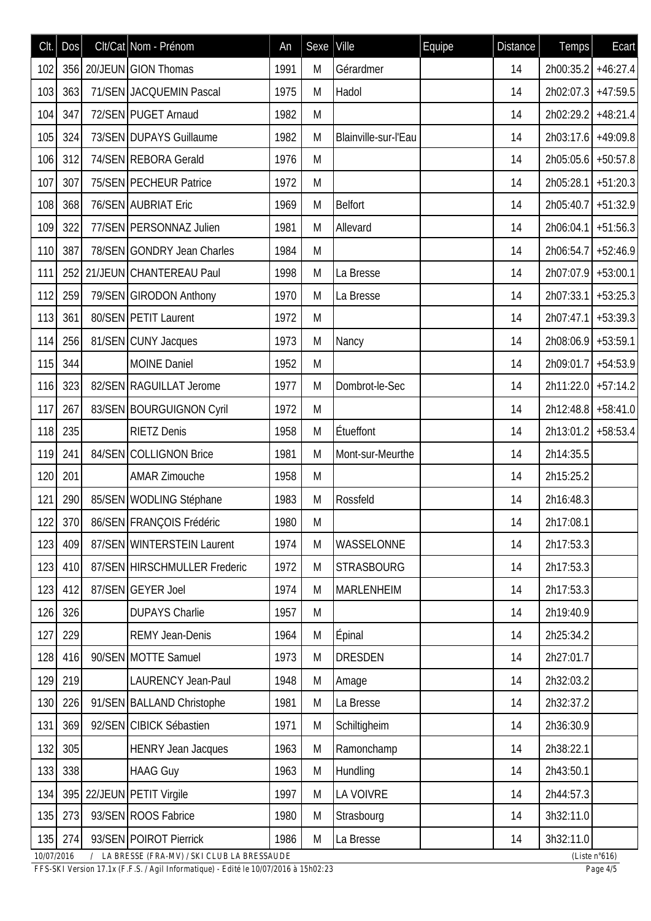| Clt. | Dos | Clt/Cat | Nom - Prénom | An | Sexe | Ville | Equipe | Distance | Temps | Ecart |
|---|---|---|---|---|---|---|---|---|---|---|
| 102 | 356 | 20/JEUN | GION Thomas | 1991 | M | Gérardmer | | 14 | 2h00:35.2 | +46:27.4 |
| 103 | 363 | 71/SEN | JACQUEMIN Pascal | 1975 | M | Hadol | | 14 | 2h02:07.3 | +47:59.5 |
| 104 | 347 | 72/SEN | PUGET Arnaud | 1982 | M | | | 14 | 2h02:29.2 | +48:21.4 |
| 105 | 324 | 73/SEN | DUPAYS Guillaume | 1982 | M | Blainville-sur-l'Eau | | 14 | 2h03:17.6 | +49:09.8 |
| 106 | 312 | 74/SEN | REBORA Gerald | 1976 | M | | | 14 | 2h05:05.6 | +50:57.8 |
| 107 | 307 | 75/SEN | PECHEUR Patrice | 1972 | M | | | 14 | 2h05:28.1 | +51:20.3 |
| 108 | 368 | 76/SEN | AUBRIAT Eric | 1969 | M | Belfort | | 14 | 2h05:40.7 | +51:32.9 |
| 109 | 322 | 77/SEN | PERSONNAZ Julien | 1981 | M | Allevard | | 14 | 2h06:04.1 | +51:56.3 |
| 110 | 387 | 78/SEN | GONDRY Jean Charles | 1984 | M | | | 14 | 2h06:54.7 | +52:46.9 |
| 111 | 252 | 21/JEUN | CHANTEREAU Paul | 1998 | M | La Bresse | | 14 | 2h07:07.9 | +53:00.1 |
| 112 | 259 | 79/SEN | GIRODON Anthony | 1970 | M | La Bresse | | 14 | 2h07:33.1 | +53:25.3 |
| 113 | 361 | 80/SEN | PETIT Laurent | 1972 | M | | | 14 | 2h07:47.1 | +53:39.3 |
| 114 | 256 | 81/SEN | CUNY Jacques | 1973 | M | Nancy | | 14 | 2h08:06.9 | +53:59.1 |
| 115 | 344 | | MOINE Daniel | 1952 | M | | | 14 | 2h09:01.7 | +54:53.9 |
| 116 | 323 | 82/SEN | RAGUILLAT Jerome | 1977 | M | Dombrot-le-Sec | | 14 | 2h11:22.0 | +57:14.2 |
| 117 | 267 | 83/SEN | BOURGUIGNON Cyril | 1972 | M | | | 14 | 2h12:48.8 | +58:41.0 |
| 118 | 235 | | RIETZ Denis | 1958 | M | Étueffont | | 14 | 2h13:01.2 | +58:53.4 |
| 119 | 241 | 84/SEN | COLLIGNON Brice | 1981 | M | Mont-sur-Meurthe | | 14 | 2h14:35.5 | |
| 120 | 201 | | AMAR Zimouche | 1958 | M | | | 14 | 2h15:25.2 | |
| 121 | 290 | 85/SEN | WODLING Stéphane | 1983 | M | Rossfeld | | 14 | 2h16:48.3 | |
| 122 | 370 | 86/SEN | FRANÇOIS Frédéric | 1980 | M | | | 14 | 2h17:08.1 | |
| 123 | 409 | 87/SEN | WINTERSTEIN Laurent | 1974 | M | WASSELONNE | | 14 | 2h17:53.3 | |
| 123 | 410 | 87/SEN | HIRSCHMULLER Frederic | 1972 | M | STRASBOURG | | 14 | 2h17:53.3 | |
| 123 | 412 | 87/SEN | GEYER Joel | 1974 | M | MARLENHEIM | | 14 | 2h17:53.3 | |
| 126 | 326 | | DUPAYS Charlie | 1957 | M | | | 14 | 2h19:40.9 | |
| 127 | 229 | | REMY Jean-Denis | 1964 | M | Épinal | | 14 | 2h25:34.2 | |
| 128 | 416 | 90/SEN | MOTTE Samuel | 1973 | M | DRESDEN | | 14 | 2h27:01.7 | |
| 129 | 219 | | LAURENCY Jean-Paul | 1948 | M | Amage | | 14 | 2h32:03.2 | |
| 130 | 226 | 91/SEN | BALLAND Christophe | 1981 | M | La Bresse | | 14 | 2h32:37.2 | |
| 131 | 369 | 92/SEN | CIBICK Sébastien | 1971 | M | Schiltigheim | | 14 | 2h36:30.9 | |
| 132 | 305 | | HENRY Jean Jacques | 1963 | M | Ramonchamp | | 14 | 2h38:22.1 | |
| 133 | 338 | | HAAG Guy | 1963 | M | Hundling | | 14 | 2h43:50.1 | |
| 134 | 395 | 22/JEUN | PETIT Virgile | 1997 | M | LA VOIVRE | | 14 | 2h44:57.3 | |
| 135 | 273 | 93/SEN | ROOS Fabrice | 1980 | M | Strasbourg | | 14 | 3h32:11.0 | |
| 135 | 274 | 93/SEN | POIROT Pierrick | 1986 | M | La Bresse | | 14 | 3h32:11.0 | |

10/07/2016 / LA BRESSE (FRA-MV) / SKI CLUB LA BRESSAUDE (Liste n°616)

FFS-SKI Version 17.1x (F.F.S. / Agil Informatique) - Edité le 10/07/2016 à 15h02:23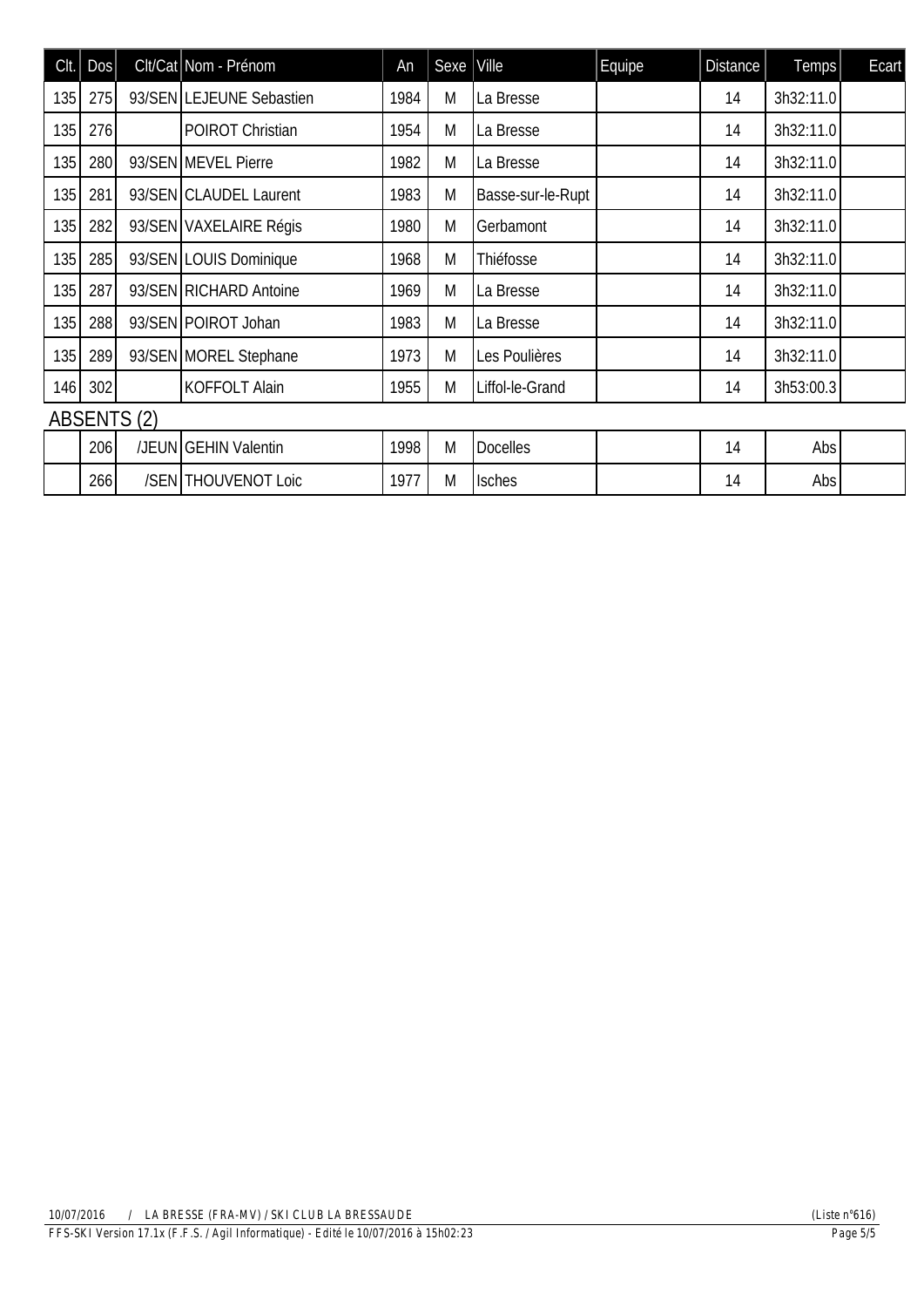| Clt. | Dos | Clt/Cat | Nom - Prénom | An | Sexe | Ville | Equipe | Distance | Temps | Ecart |
|---|---|---|---|---|---|---|---|---|---|---|
| 135 | 275 | 93/SEN | LEJEUNE Sebastien | 1984 | M | La Bresse | | 14 | 3h32:11.0 | |
| 135 | 276 | | POIROT Christian | 1954 | M | La Bresse | | 14 | 3h32:11.0 | |
| 135 | 280 | 93/SEN | MEVEL Pierre | 1982 | M | La Bresse | | 14 | 3h32:11.0 | |
| 135 | 281 | 93/SEN | CLAUDEL Laurent | 1983 | M | Basse-sur-le-Rupt | | 14 | 3h32:11.0 | |
| 135 | 282 | 93/SEN | VAXELAIRE Régis | 1980 | M | Gerbamont | | 14 | 3h32:11.0 | |
| 135 | 285 | 93/SEN | LOUIS Dominique | 1968 | M | Thiéfosse | | 14 | 3h32:11.0 | |
| 135 | 287 | 93/SEN | RICHARD Antoine | 1969 | M | La Bresse | | 14 | 3h32:11.0 | |
| 135 | 288 | 93/SEN | POIROT Johan | 1983 | M | La Bresse | | 14 | 3h32:11.0 | |
| 135 | 289 | 93/SEN | MOREL Stephane | 1973 | M | Les Poulières | | 14 | 3h32:11.0 | |
| 146 | 302 | | KOFFOLT Alain | 1955 | M | Liffol-le-Grand | | 14 | 3h53:00.3 | |
| ABSENTS (2) | | | | | | | | | | |
| | 206 | /JEUN | GEHIN Valentin | 1998 | M | Docelles | | 14 | Abs | |
| | 266 | /SEN | THOUVENOT Loic | 1977 | M | Isches | | 14 | Abs | |

10/07/2016 / LA BRESSE (FRA-MV) / SKI CLUB LA BRESSAUDE (Liste n°616)

FFS-SKI Version 17.1x (F.F.S. / Agil Informatique) - Edité le 10/07/2016 à 15h02:23